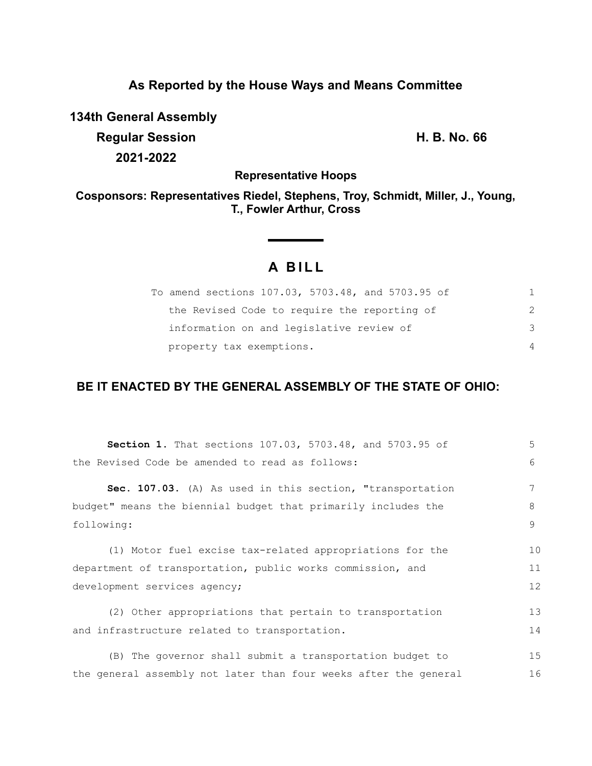**As Reported by the House Ways and Means Committee**

**134th General Assembly**

**Regular Session** **H. B. No. 66**

**2021-2022**

**Representative Hoops**

**Cosponsors: Representatives Riedel, Stephens, Troy, Schmidt, Miller, J., Young, T., Fowler Arthur, Cross**

# A BILL

To amend sections 107.03, 5703.48, and 5703.95 of the Revised Code to require the reporting of information on and legislative review of property tax exemptions.

## BE IT ENACTED BY THE GENERAL ASSEMBLY OF THE STATE OF OHIO:

**Section 1.** That sections 107.03, 5703.48, and 5703.95 of the Revised Code be amended to read as follows:

**Sec. 107.03.** (A) As used in this section, "transportation budget" means the biennial budget that primarily includes the following:

(1) Motor fuel excise tax-related appropriations for the department of transportation, public works commission, and development services agency;

(2) Other appropriations that pertain to transportation and infrastructure related to transportation.

(B) The governor shall submit a transportation budget to the general assembly not later than four weeks after the general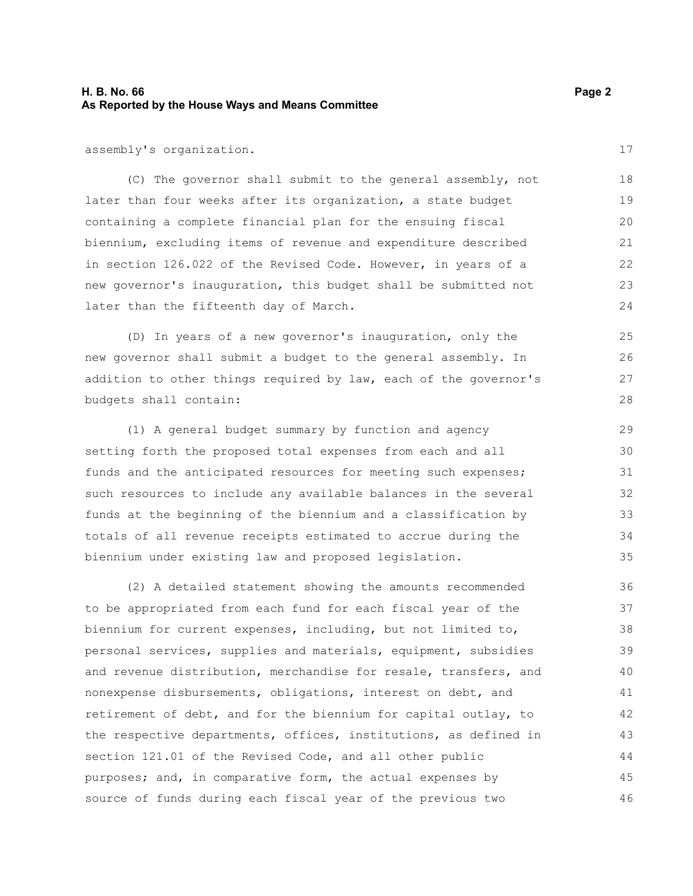assembly's organization.

(C) The governor shall submit to the general assembly, not later than four weeks after its organization, a state budget containing a complete financial plan for the ensuing fiscal biennium, excluding items of revenue and expenditure described in section 126.022 of the Revised Code. However, in years of a new governor's inauguration, this budget shall be submitted not later than the fifteenth day of March.

(D) In years of a new governor's inauguration, only the new governor shall submit a budget to the general assembly. In addition to other things required by law, each of the governor's budgets shall contain:

(1) A general budget summary by function and agency setting forth the proposed total expenses from each and all funds and the anticipated resources for meeting such expenses; such resources to include any available balances in the several funds at the beginning of the biennium and a classification by totals of all revenue receipts estimated to accrue during the biennium under existing law and proposed legislation.

(2) A detailed statement showing the amounts recommended to be appropriated from each fund for each fiscal year of the biennium for current expenses, including, but not limited to, personal services, supplies and materials, equipment, subsidies and revenue distribution, merchandise for resale, transfers, and nonexpense disbursements, obligations, interest on debt, and retirement of debt, and for the biennium for capital outlay, to the respective departments, offices, institutions, as defined in section 121.01 of the Revised Code, and all other public purposes; and, in comparative form, the actual expenses by source of funds during each fiscal year of the previous two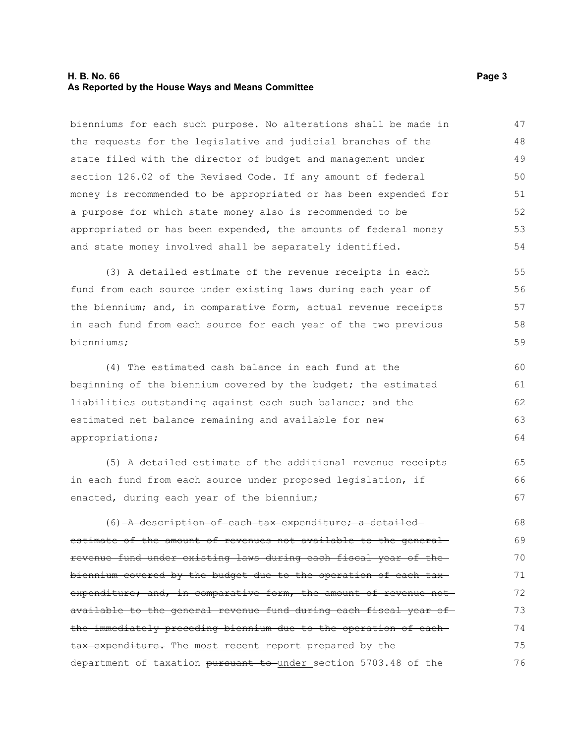bienniums for each such purpose. No alterations shall be made in the requests for the legislative and judicial branches of the state filed with the director of budget and management under section 126.02 of the Revised Code. If any amount of federal money is recommended to be appropriated or has been expended for a purpose for which state money also is recommended to be appropriated or has been expended, the amounts of federal money and state money involved shall be separately identified.

(3) A detailed estimate of the revenue receipts in each fund from each source under existing laws during each year of the biennium; and, in comparative form, actual revenue receipts in each fund from each source for each year of the two previous bienniums;

(4) The estimated cash balance in each fund at the beginning of the biennium covered by the budget; the estimated liabilities outstanding against each such balance; and the estimated net balance remaining and available for new appropriations;

(5) A detailed estimate of the additional revenue receipts in each fund from each source under proposed legislation, if enacted, during each year of the biennium;

(6) ~~A description of each tax expenditure; a detailed estimate of the amount of revenues not available to the general revenue fund under existing laws during each fiscal year of the biennium covered by the budget due to the operation of each tax expenditure; and, in comparative form, the amount of revenue not available to the general revenue fund during each fiscal year of the immediately preceding biennium due to the operation of each tax expenditure.~~ The <u>most recent</u> report prepared by the department of taxation ~~pursuant to~~ <u>under</u> section 5703.48 of the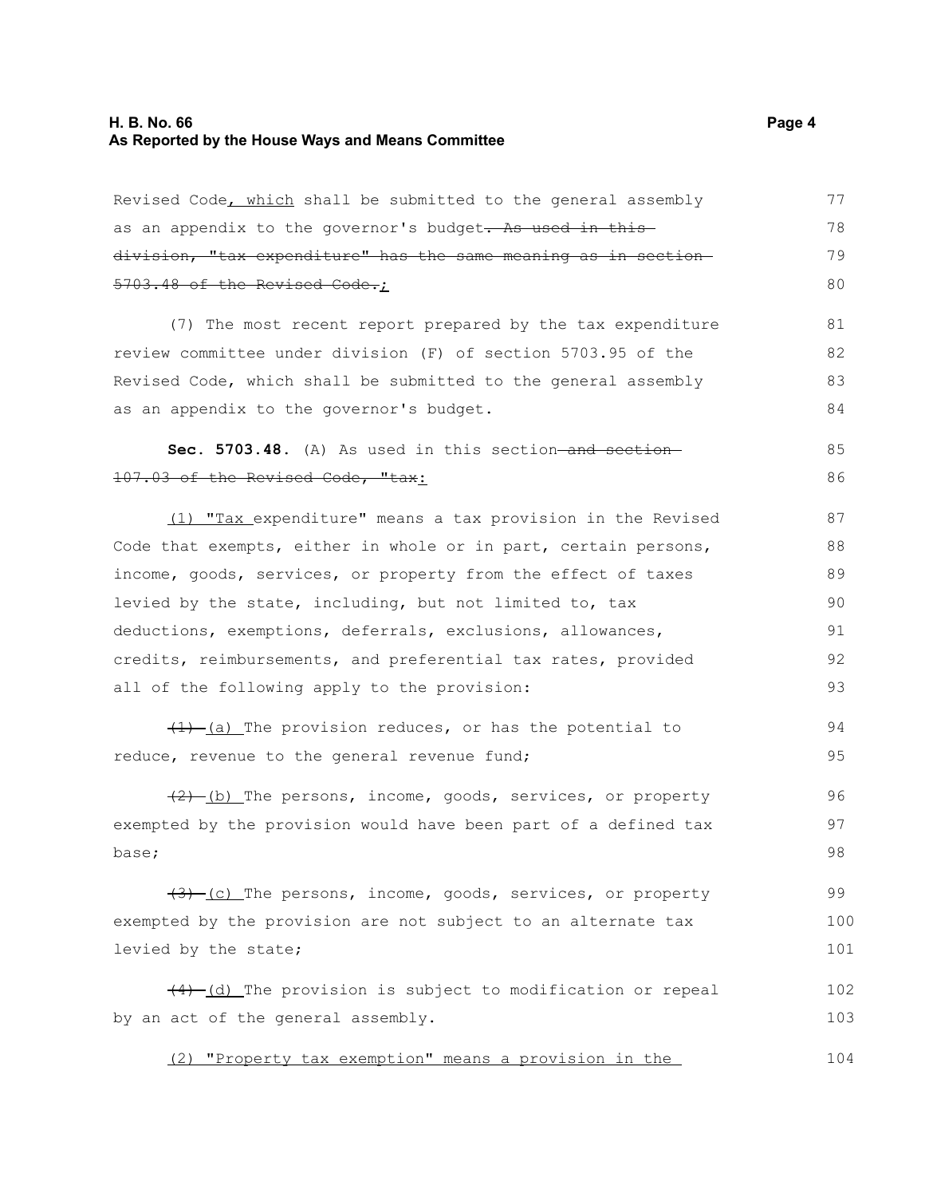Revised Code, which shall be submitted to the general assembly as an appendix to the governor's budget. ~~As used in this division, "tax expenditure" has the same meaning as in section 5703.48 of the Revised Code.~~;

(7) The most recent report prepared by the tax expenditure review committee under division (F) of section 5703.95 of the Revised Code, which shall be submitted to the general assembly as an appendix to the governor's budget.

**Sec. 5703.48.** (A) As used in this section ~~and section 107.03 of the Revised Code, "tax~~:

(1) "Tax expenditure" means a tax provision in the Revised Code that exempts, either in whole or in part, certain persons, income, goods, services, or property from the effect of taxes levied by the state, including, but not limited to, tax deductions, exemptions, deferrals, exclusions, allowances, credits, reimbursements, and preferential tax rates, provided all of the following apply to the provision:

~~(1)~~ (a) The provision reduces, or has the potential to reduce, revenue to the general revenue fund;

~~(2)~~ (b) The persons, income, goods, services, or property exempted by the provision would have been part of a defined tax base;

~~(3)~~ (c) The persons, income, goods, services, or property exempted by the provision are not subject to an alternate tax levied by the state;

~~(4)~~ (d) The provision is subject to modification or repeal by an act of the general assembly.

(2) "Property tax exemption" means a provision in the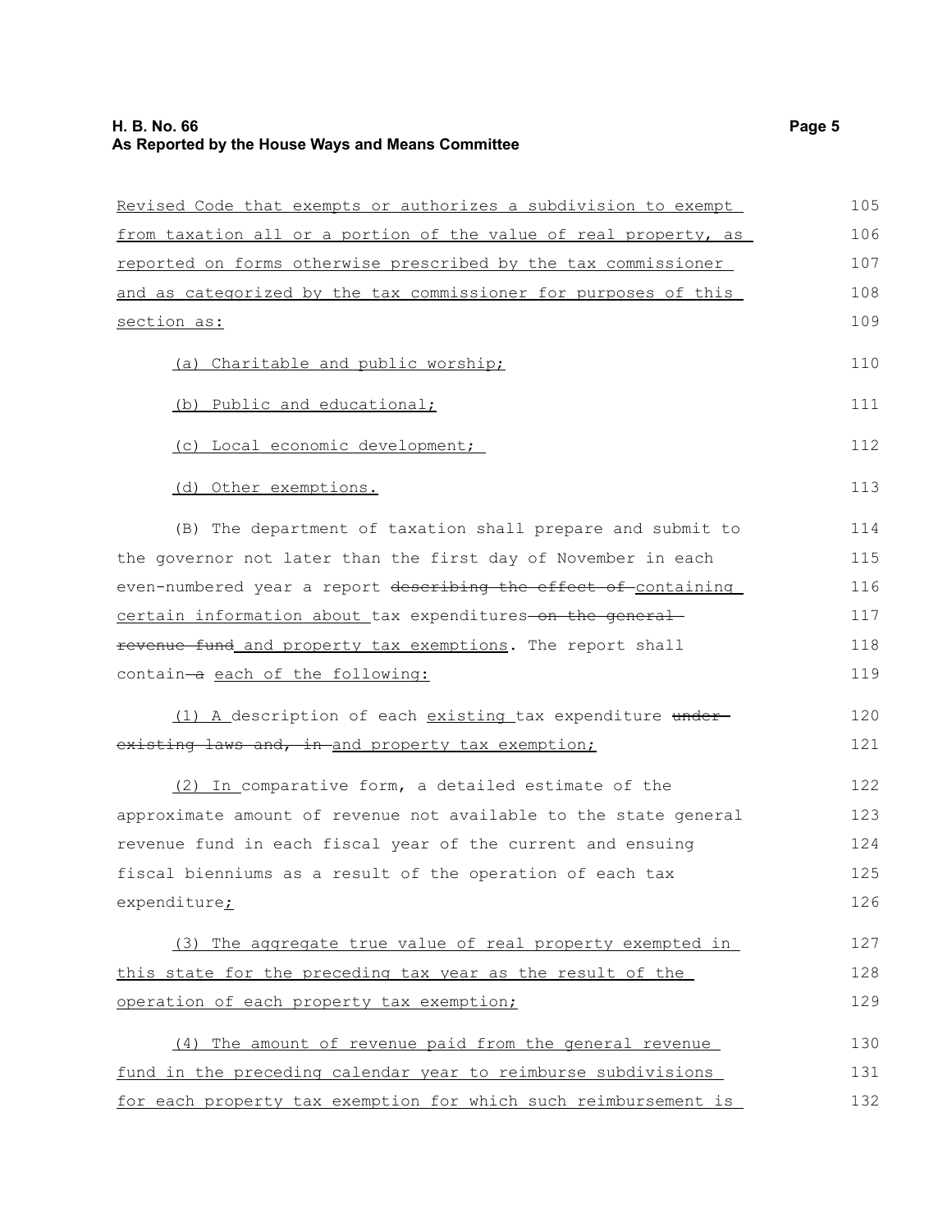Revised Code that exempts or authorizes a subdivision to exempt from taxation all or a portion of the value of real property, as reported on forms otherwise prescribed by the tax commissioner and as categorized by the tax commissioner for purposes of this section as:

(a) Charitable and public worship;

(b) Public and educational;

(c) Local economic development;

(d) Other exemptions.

(B) The department of taxation shall prepare and submit to the governor not later than the first day of November in each even-numbered year a report ~~describing the effect of~~ containing certain information about tax expenditures ~~on the general revenue fund~~ and property tax exemptions. The report shall contain ~~a~~ each of the following:

(1) A description of each existing tax expenditure ~~under existing laws and, in~~ and property tax exemption;

(2) In comparative form, a detailed estimate of the approximate amount of revenue not available to the state general revenue fund in each fiscal year of the current and ensuing fiscal bienniums as a result of the operation of each tax expenditure;

(3) The aggregate true value of real property exempted in this state for the preceding tax year as the result of the operation of each property tax exemption;

(4) The amount of revenue paid from the general revenue fund in the preceding calendar year to reimburse subdivisions for each property tax exemption for which such reimbursement is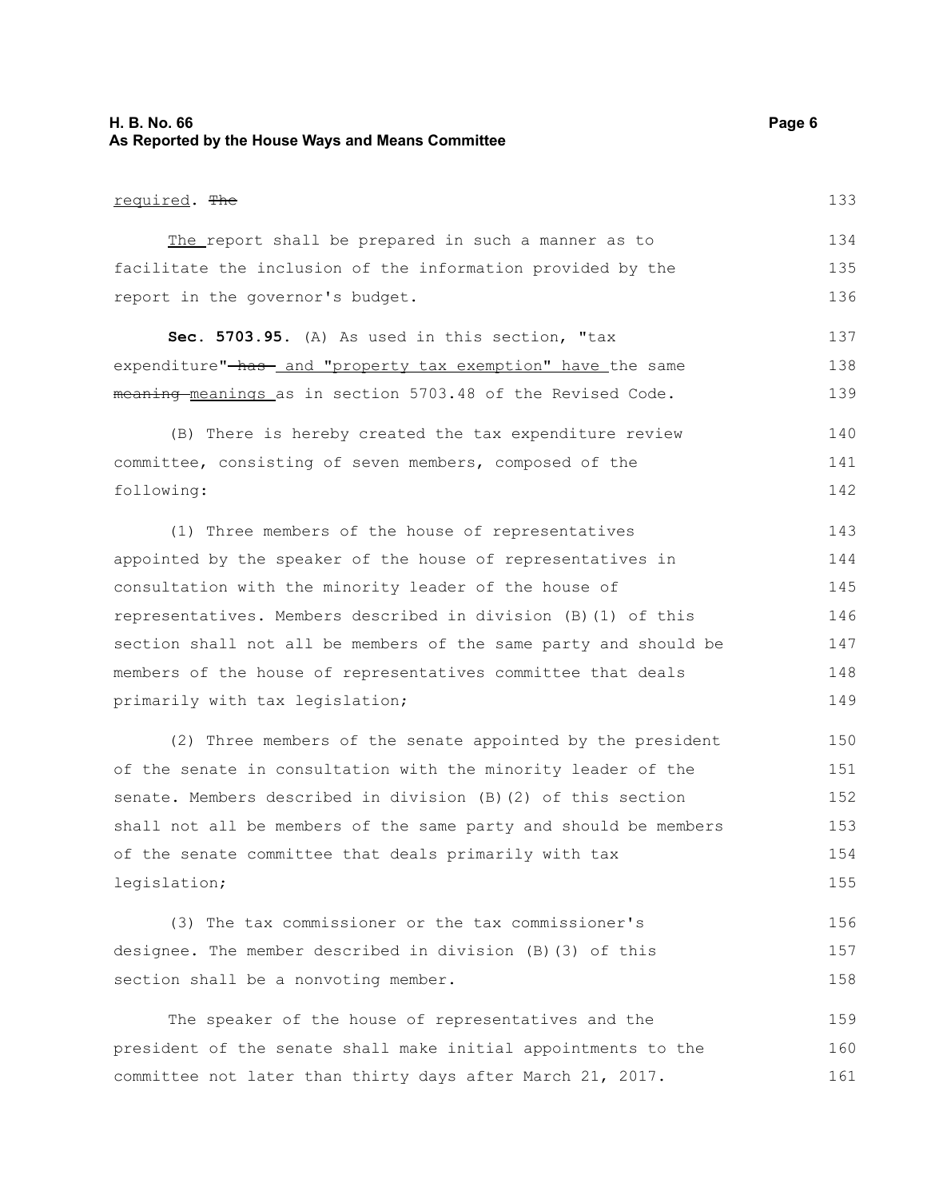required. ~~The~~

The report shall be prepared in such a manner as to facilitate the inclusion of the information provided by the report in the governor's budget.

**Sec. 5703.95.** (A) As used in this section, "tax expenditure" ~~has~~ and "property tax exemption" have the same ~~meaning~~ meanings as in section 5703.48 of the Revised Code.

(B) There is hereby created the tax expenditure review committee, consisting of seven members, composed of the following:

(1) Three members of the house of representatives appointed by the speaker of the house of representatives in consultation with the minority leader of the house of representatives. Members described in division (B)(1) of this section shall not all be members of the same party and should be members of the house of representatives committee that deals primarily with tax legislation;

(2) Three members of the senate appointed by the president of the senate in consultation with the minority leader of the senate. Members described in division (B)(2) of this section shall not all be members of the same party and should be members of the senate committee that deals primarily with tax legislation;

(3) The tax commissioner or the tax commissioner's designee. The member described in division (B)(3) of this section shall be a nonvoting member.

The speaker of the house of representatives and the president of the senate shall make initial appointments to the committee not later than thirty days after March 21, 2017.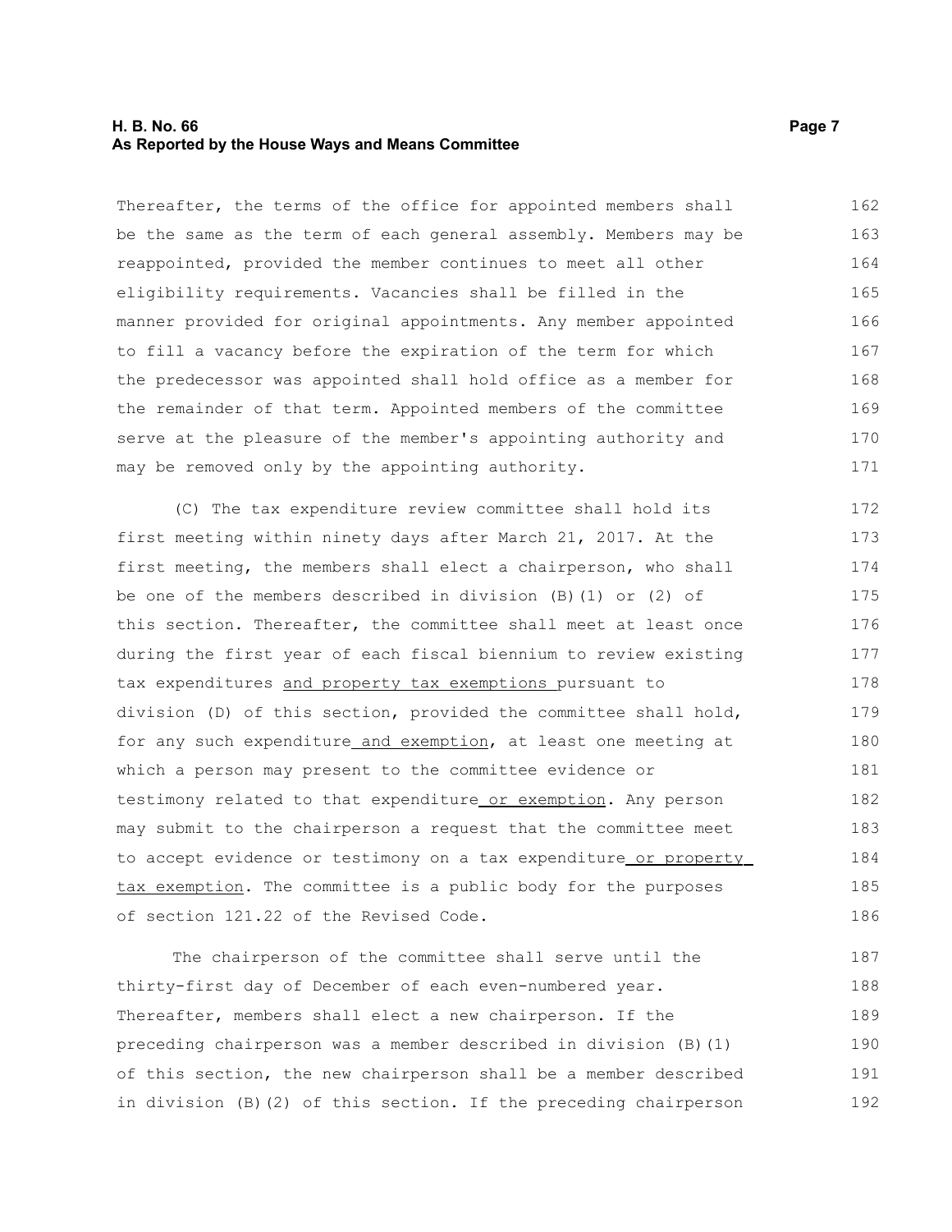Thereafter, the terms of the office for appointed members shall be the same as the term of each general assembly. Members may be reappointed, provided the member continues to meet all other eligibility requirements. Vacancies shall be filled in the manner provided for original appointments. Any member appointed to fill a vacancy before the expiration of the term for which the predecessor was appointed shall hold office as a member for the remainder of that term. Appointed members of the committee serve at the pleasure of the member's appointing authority and may be removed only by the appointing authority.

(C) The tax expenditure review committee shall hold its first meeting within ninety days after March 21, 2017. At the first meeting, the members shall elect a chairperson, who shall be one of the members described in division (B)(1) or (2) of this section. Thereafter, the committee shall meet at least once during the first year of each fiscal biennium to review existing tax expenditures and property tax exemptions pursuant to division (D) of this section, provided the committee shall hold, for any such expenditure and exemption, at least one meeting at which a person may present to the committee evidence or testimony related to that expenditure or exemption. Any person may submit to the chairperson a request that the committee meet to accept evidence or testimony on a tax expenditure or property tax exemption. The committee is a public body for the purposes of section 121.22 of the Revised Code.

The chairperson of the committee shall serve until the thirty-first day of December of each even-numbered year. Thereafter, members shall elect a new chairperson. If the preceding chairperson was a member described in division (B)(1) of this section, the new chairperson shall be a member described in division (B)(2) of this section. If the preceding chairperson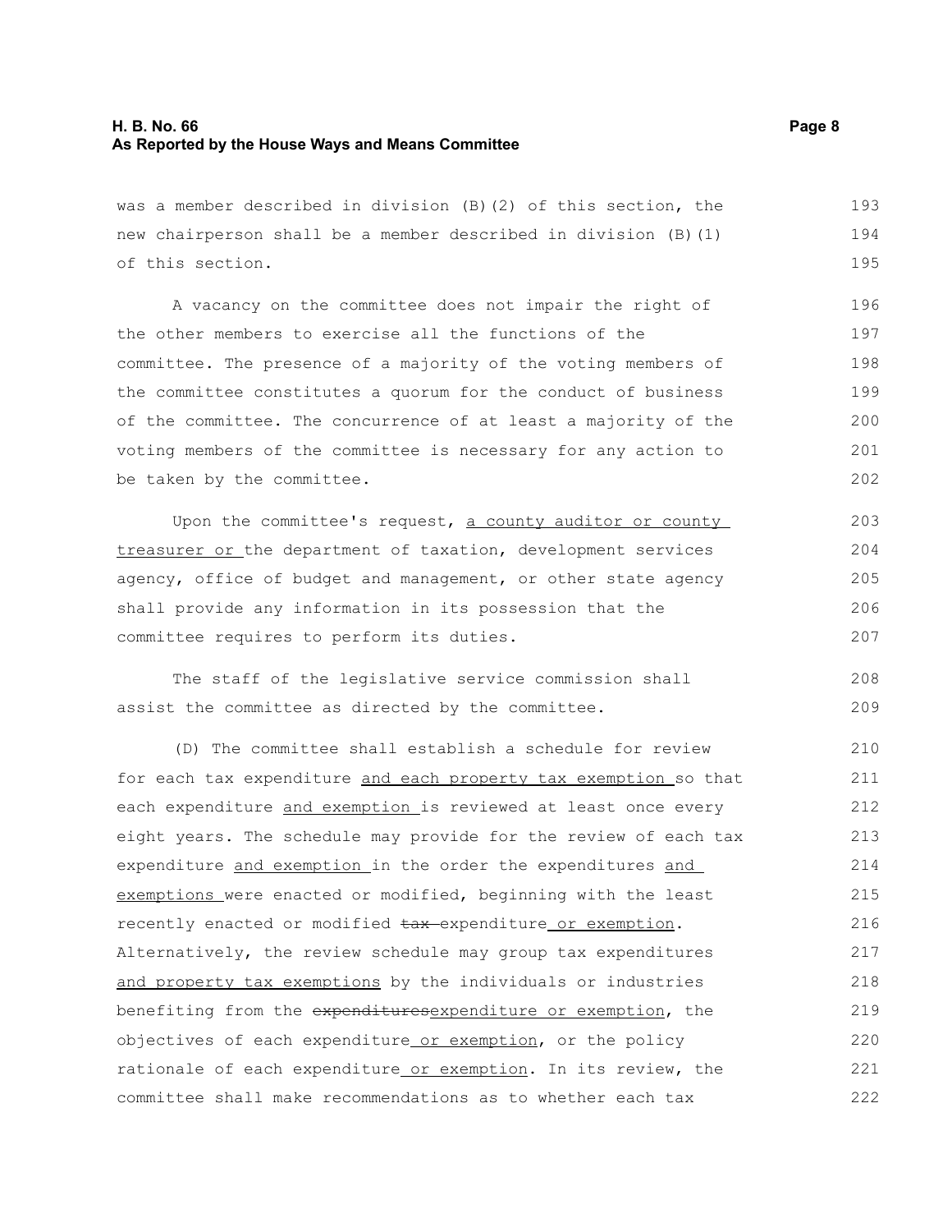was a member described in division (B)(2) of this section, the new chairperson shall be a member described in division (B)(1) of this section.

A vacancy on the committee does not impair the right of the other members to exercise all the functions of the committee. The presence of a majority of the voting members of the committee constitutes a quorum for the conduct of business of the committee. The concurrence of at least a majority of the voting members of the committee is necessary for any action to be taken by the committee.

Upon the committee's request, a county auditor or county treasurer or the department of taxation, development services agency, office of budget and management, or other state agency shall provide any information in its possession that the committee requires to perform its duties.

The staff of the legislative service commission shall assist the committee as directed by the committee.

(D) The committee shall establish a schedule for review for each tax expenditure and each property tax exemption so that each expenditure and exemption is reviewed at least once every eight years. The schedule may provide for the review of each tax expenditure and exemption in the order the expenditures and exemptions were enacted or modified, beginning with the least recently enacted or modified ~~tax~~ expenditure or exemption. Alternatively, the review schedule may group tax expenditures and property tax exemptions by the individuals or industries benefiting from the ~~expenditures~~expenditure or exemption, the objectives of each expenditure or exemption, or the policy rationale of each expenditure or exemption. In its review, the committee shall make recommendations as to whether each tax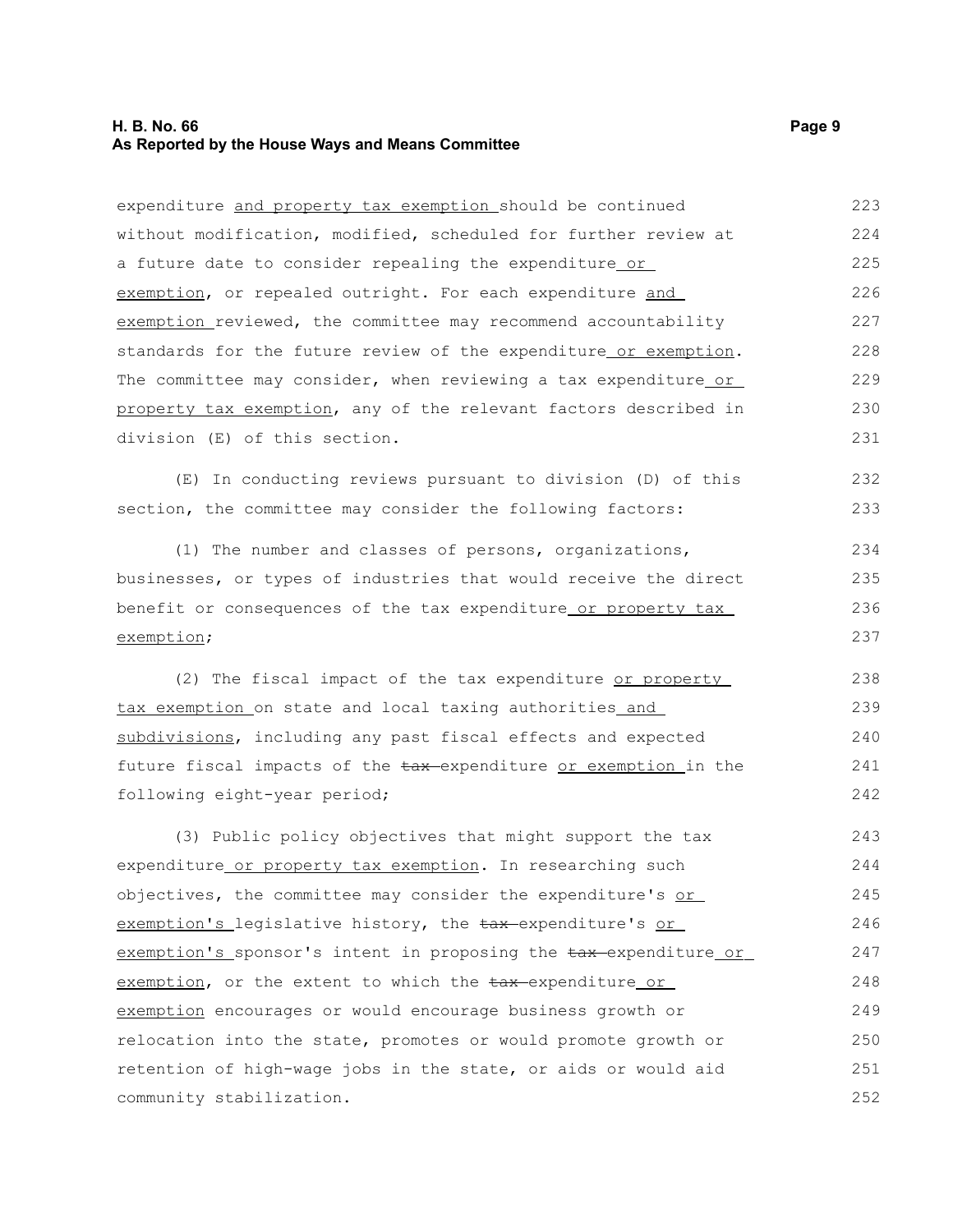expenditure and property tax exemption should be continued without modification, modified, scheduled for further review at a future date to consider repealing the expenditure or exemption, or repealed outright. For each expenditure and exemption reviewed, the committee may recommend accountability standards for the future review of the expenditure or exemption. The committee may consider, when reviewing a tax expenditure or property tax exemption, any of the relevant factors described in division (E) of this section.

(E) In conducting reviews pursuant to division (D) of this section, the committee may consider the following factors:

(1) The number and classes of persons, organizations, businesses, or types of industries that would receive the direct benefit or consequences of the tax expenditure or property tax exemption;

(2) The fiscal impact of the tax expenditure or property tax exemption on state and local taxing authorities and subdivisions, including any past fiscal effects and expected future fiscal impacts of the ~~tax~~ expenditure or exemption in the following eight-year period;

(3) Public policy objectives that might support the tax expenditure or property tax exemption. In researching such objectives, the committee may consider the expenditure's or exemption's legislative history, the ~~tax~~ expenditure's or exemption's sponsor's intent in proposing the ~~tax~~ expenditure or exemption, or the extent to which the ~~tax~~ expenditure or exemption encourages or would encourage business growth or relocation into the state, promotes or would promote growth or retention of high-wage jobs in the state, or aids or would aid community stabilization.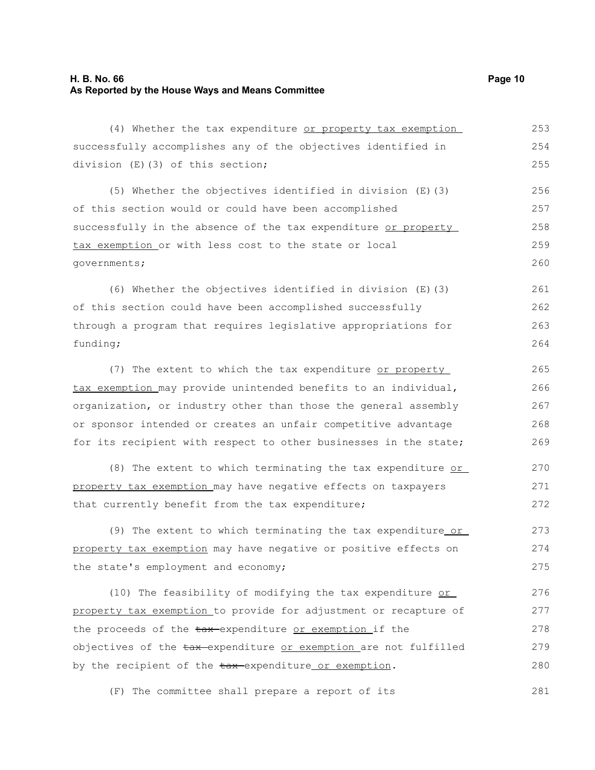(4) Whether the tax expenditure or property tax exemption successfully accomplishes any of the objectives identified in division (E)(3) of this section;

(5) Whether the objectives identified in division (E)(3) of this section would or could have been accomplished successfully in the absence of the tax expenditure or property tax exemption or with less cost to the state or local governments;

(6) Whether the objectives identified in division (E)(3) of this section could have been accomplished successfully through a program that requires legislative appropriations for funding;

(7) The extent to which the tax expenditure or property tax exemption may provide unintended benefits to an individual, organization, or industry other than those the general assembly or sponsor intended or creates an unfair competitive advantage for its recipient with respect to other businesses in the state;

(8) The extent to which terminating the tax expenditure or property tax exemption may have negative effects on taxpayers that currently benefit from the tax expenditure;

(9) The extent to which terminating the tax expenditure or property tax exemption may have negative or positive effects on the state's employment and economy;

(10) The feasibility of modifying the tax expenditure or property tax exemption to provide for adjustment or recapture of the proceeds of the ~~tax~~ expenditure or exemption if the objectives of the ~~tax~~ expenditure or exemption are not fulfilled by the recipient of the ~~tax~~ expenditure or exemption.

(F) The committee shall prepare a report of its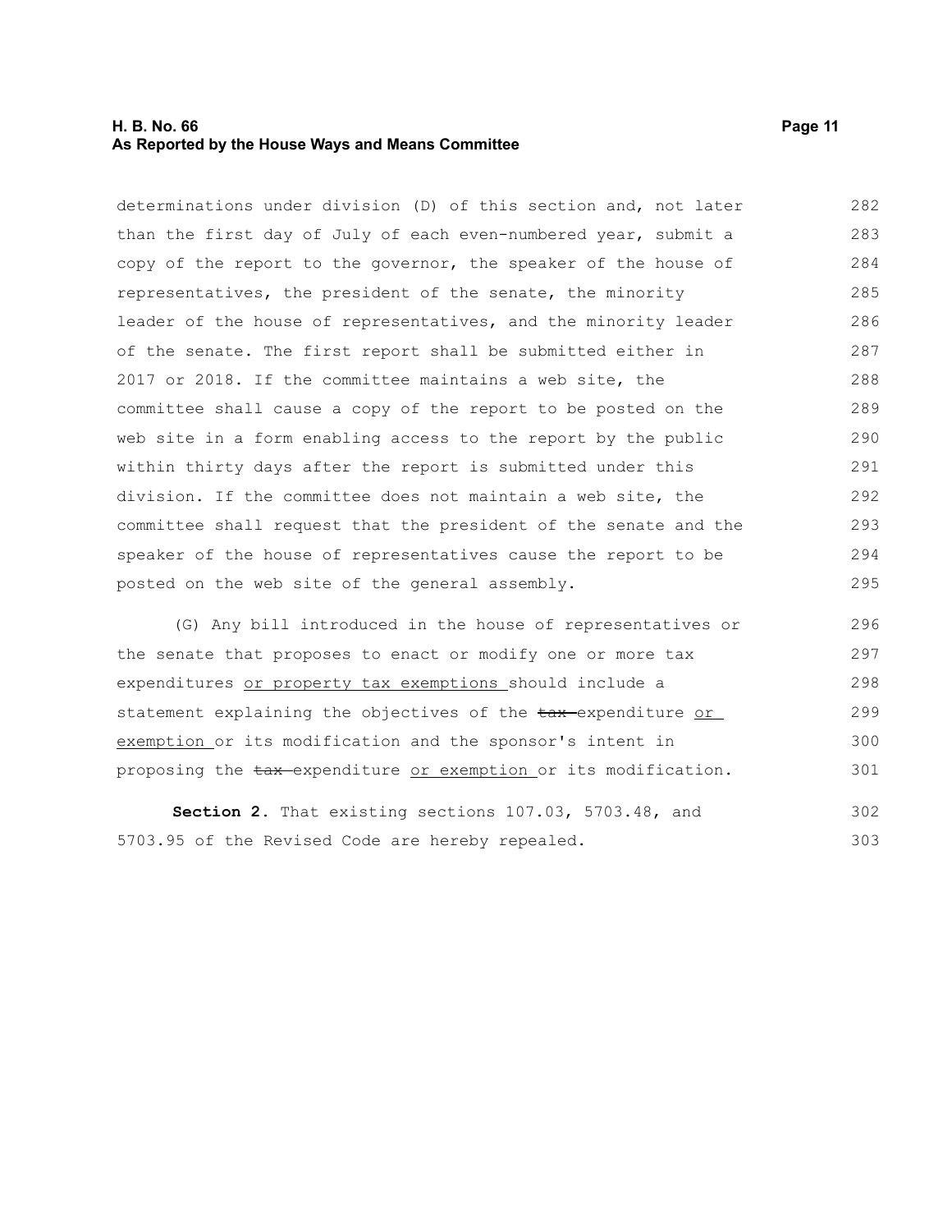determinations under division (D) of this section and, not later than the first day of July of each even-numbered year, submit a copy of the report to the governor, the speaker of the house of representatives, the president of the senate, the minority leader of the house of representatives, and the minority leader of the senate. The first report shall be submitted either in 2017 or 2018. If the committee maintains a web site, the committee shall cause a copy of the report to be posted on the web site in a form enabling access to the report by the public within thirty days after the report is submitted under this division. If the committee does not maintain a web site, the committee shall request that the president of the senate and the speaker of the house of representatives cause the report to be posted on the web site of the general assembly.

(G) Any bill introduced in the house of representatives or the senate that proposes to enact or modify one or more tax expenditures or property tax exemptions should include a statement explaining the objectives of the ~~tax~~ expenditure or exemption or its modification and the sponsor's intent in proposing the ~~tax~~ expenditure or exemption or its modification.

**Section 2.** That existing sections 107.03, 5703.48, and 5703.95 of the Revised Code are hereby repealed.